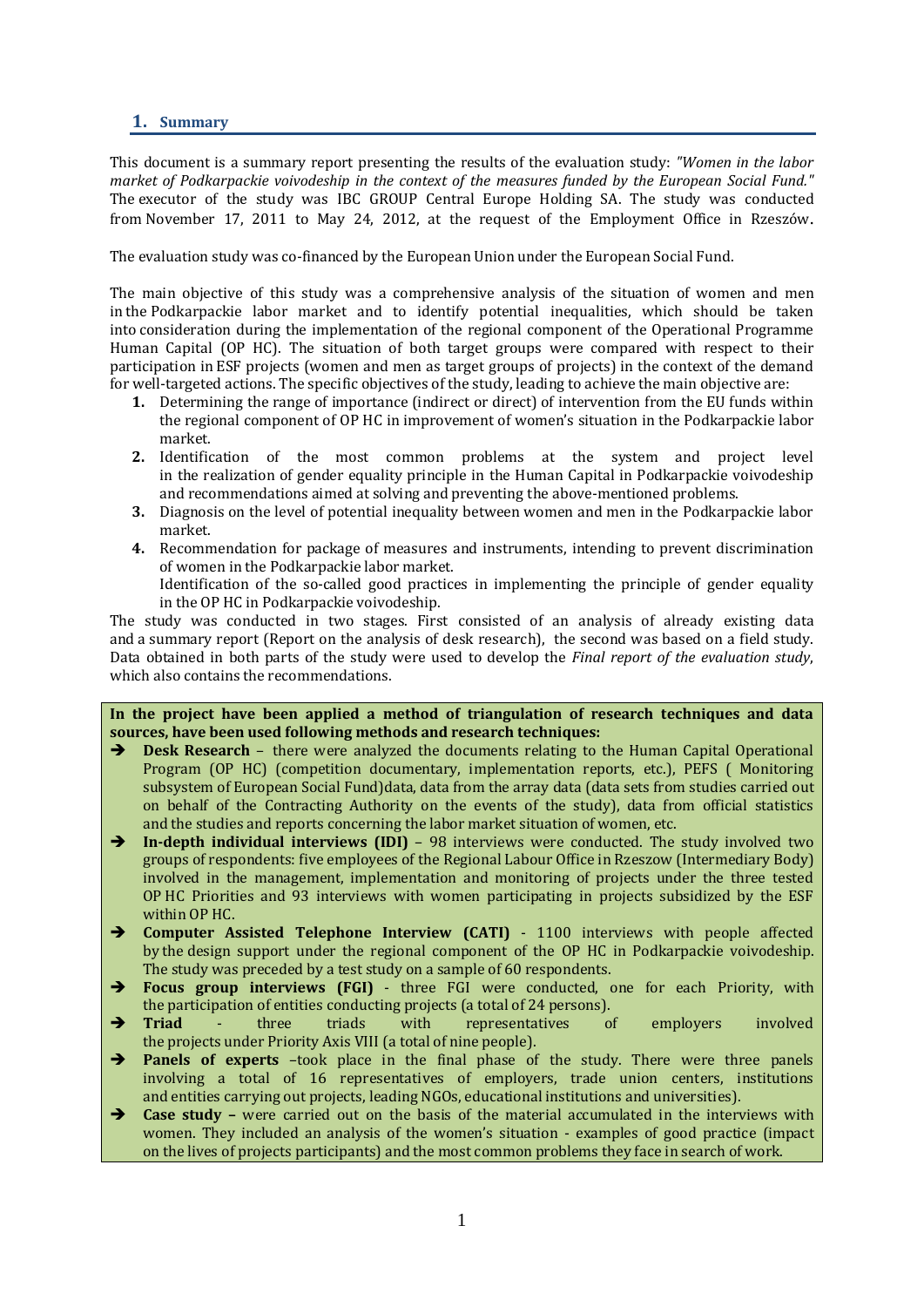## 1. Summary

This document is a summary report presenting the results of the evaluation study: *"Women in the labor market of Podkarpackie voivodeship in the context of the measures funded by the European Social Fund."* The executor of the study was IBC GROUP Central Europe Holding SA. The study was conducted from November 17, 2011 to May 24, 2012, at the request of the Employment Office in Rzeszów.

The evaluation study was co-financed by the European Union under the European Social Fund.

The main objective of this study was a comprehensive analysis of the situation of women and men in the Podkarpackie labor market and to identify potential inequalities, which should be taken into consideration during the implementation of the regional component of the Operational Programme Human Capital (OP HC). The situation of both target groups were compared with respect to their participation in ESF projects (women and men as target groups of projects) in the context of the demand for well-targeted actions. The specific objectives of the study, leading to achieve the main objective are:

1. Determining the range of importance (indirect or direct) of intervention from the EU funds within the regional component of OP HC in improvement of women's situation in the Podkarpackie labor market.
2. Identification of the most common problems at the system and project level in the realization of gender equality principle in the Human Capital in Podkarpackie voivodeship and recommendations aimed at solving and preventing the above-mentioned problems.
3. Diagnosis on the level of potential inequality between women and men in the Podkarpackie labor market.
4. Recommendation for package of measures and instruments, intending to prevent discrimination of women in the Podkarpackie labor market.
   Identification of the so-called good practices in implementing the principle of gender equality in the OP HC in Podkarpackie voivodeship.

The study was conducted in two stages. First consisted of an analysis of already existing data and a summary report (Report on the analysis of desk research), the second was based on a field study. Data obtained in both parts of the study were used to develop the *Final report of the evaluation study*, which also contains the recommendations.

**In the project have been applied a method of triangulation of research techniques and data sources, have been used following methods and research techniques:**

- **Desk Research** – there were analyzed the documents relating to the Human Capital Operational Program (OP HC) (competition documentary, implementation reports, etc.), PEFS ( Monitoring subsystem of European Social Fund)data, data from the array data (data sets from studies carried out on behalf of the Contracting Authority on the events of the study), data from official statistics and the studies and reports concerning the labor market situation of women, etc.
- **In-depth individual interviews (IDI)** – 98 interviews were conducted. The study involved two groups of respondents: five employees of the Regional Labour Office in Rzeszow (Intermediary Body) involved in the management, implementation and monitoring of projects under the three tested OP HC Priorities and 93 interviews with women participating in projects subsidized by the ESF within OP HC.
- **Computer Assisted Telephone Interview (CATI)** - 1100 interviews with people affected by the design support under the regional component of the OP HC in Podkarpackie voivodeship. The study was preceded by a test study on a sample of 60 respondents.
- **Focus group interviews (FGI)** - three FGI were conducted, one for each Priority, with the participation of entities conducting projects (a total of 24 persons).
- **Triad** - three triads with representatives of employers involved the projects under Priority Axis VIII (a total of nine people).
- **Panels of experts** –took place in the final phase of the study. There were three panels involving a total of 16 representatives of employers, trade union centers, institutions and entities carrying out projects, leading NGOs, educational institutions and universities).
- **Case study –** were carried out on the basis of the material accumulated in the interviews with women. They included an analysis of the women's situation - examples of good practice (impact on the lives of projects participants) and the most common problems they face in search of work.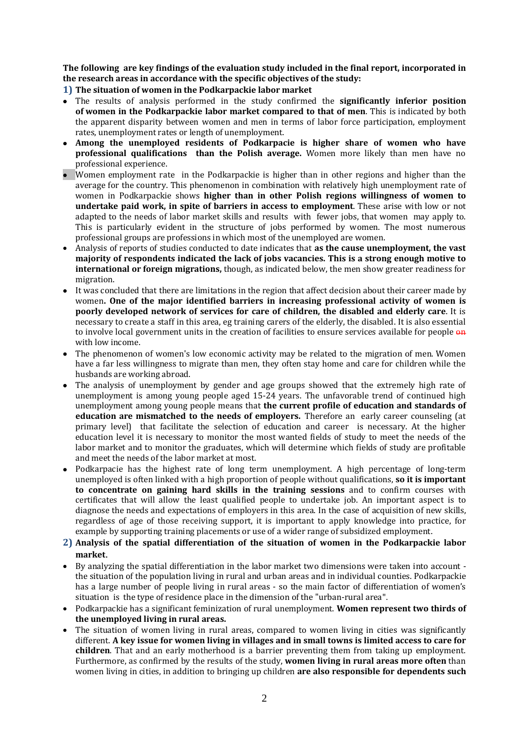**The following are key findings of the evaluation study included in the final report, incorporated in the research areas in accordance with the specific objectives of the study:**

**1) The situation of women in the Podkarpackie labor market**

- The results of analysis performed in the study confirmed the **significantly inferior position of women in the Podkarpackie labor market compared to that of men**. This is indicated by both the apparent disparity between women and men in terms of labor force participation, employment rates, unemployment rates or length of unemployment.
- **Among the unemployed residents of Podkarpacie is higher share of women who have professional qualifications than the Polish average.** Women more likely than men have no professional experience.
- Women employment rate in the Podkarpackie is higher than in other regions and higher than the average for the country. This phenomenon in combination with relatively high unemployment rate of women in Podkarpackie shows **higher than in other Polish regions willingness of women to undertake paid work, in spite of barriers in access to employment**. These arise with low or not adapted to the needs of labor market skills and results with fewer jobs, that women may apply to. This is particularly evident in the structure of jobs performed by women. The most numerous professional groups are professions in which most of the unemployed are women.
- Analysis of reports of studies conducted to date indicates that **as the cause unemployment, the vast majority of respondents indicated the lack of jobs vacancies. This is a strong enough motive to international or foreign migrations,** though, as indicated below, the men show greater readiness for migration.
- It was concluded that there are limitations in the region that affect decision about their career made by women**. One of the major identified barriers in increasing professional activity of women is poorly developed network of services for care of children, the disabled and elderly care**. It is necessary to create a staff in this area, eg training carers of the elderly, the disabled. It is also essential to involve local government units in the creation of facilities to ensure services available for people ~~on~~ with low income.
- The phenomenon of women's low economic activity may be related to the migration of men. Women have a far less willingness to migrate than men, they often stay home and care for children while the husbands are working abroad.
- The analysis of unemployment by gender and age groups showed that the extremely high rate of unemployment is among young people aged 15-24 years. The unfavorable trend of continued high unemployment among young people means that **the current profile of education and standards of education are mismatched to the needs of employers.** Therefore an early career counseling (at primary level) that facilitate the selection of education and career is necessary. At the higher education level it is necessary to monitor the most wanted fields of study to meet the needs of the labor market and to monitor the graduates, which will determine which fields of study are profitable and meet the needs of the labor market at most.
- Podkarpacie has the highest rate of long term unemployment. A high percentage of long-term unemployed is often linked with a high proportion of people without qualifications, **so it is important to concentrate on gaining hard skills in the training sessions** and to confirm courses with certificates that will allow the least qualified people to undertake job. An important aspect is to diagnose the needs and expectations of employers in this area. In the case of acquisition of new skills, regardless of age of those receiving support, it is important to apply knowledge into practice, for example by supporting training placements or use of a wider range of subsidized employment.

**2) Analysis of the spatial differentiation of the situation of women in the Podkarpackie labor market.**

- By analyzing the spatial differentiation in the labor market two dimensions were taken into account - the situation of the population living in rural and urban areas and in individual counties. Podkarpackie has a large number of people living in rural areas - so the main factor of differentiation of women's situation is the type of residence place in the dimension of the "urban-rural area".
- Podkarpackie has a significant feminization of rural unemployment. **Women represent two thirds of the unemployed living in rural areas.**
- The situation of women living in rural areas, compared to women living in cities was significantly different. **A key issue for women living in villages and in small towns is limited access to care for children**. That and an early motherhood is a barrier preventing them from taking up employment. Furthermore, as confirmed by the results of the study, **women living in rural areas more often** than women living in cities, in addition to bringing up children **are also responsible for dependents such**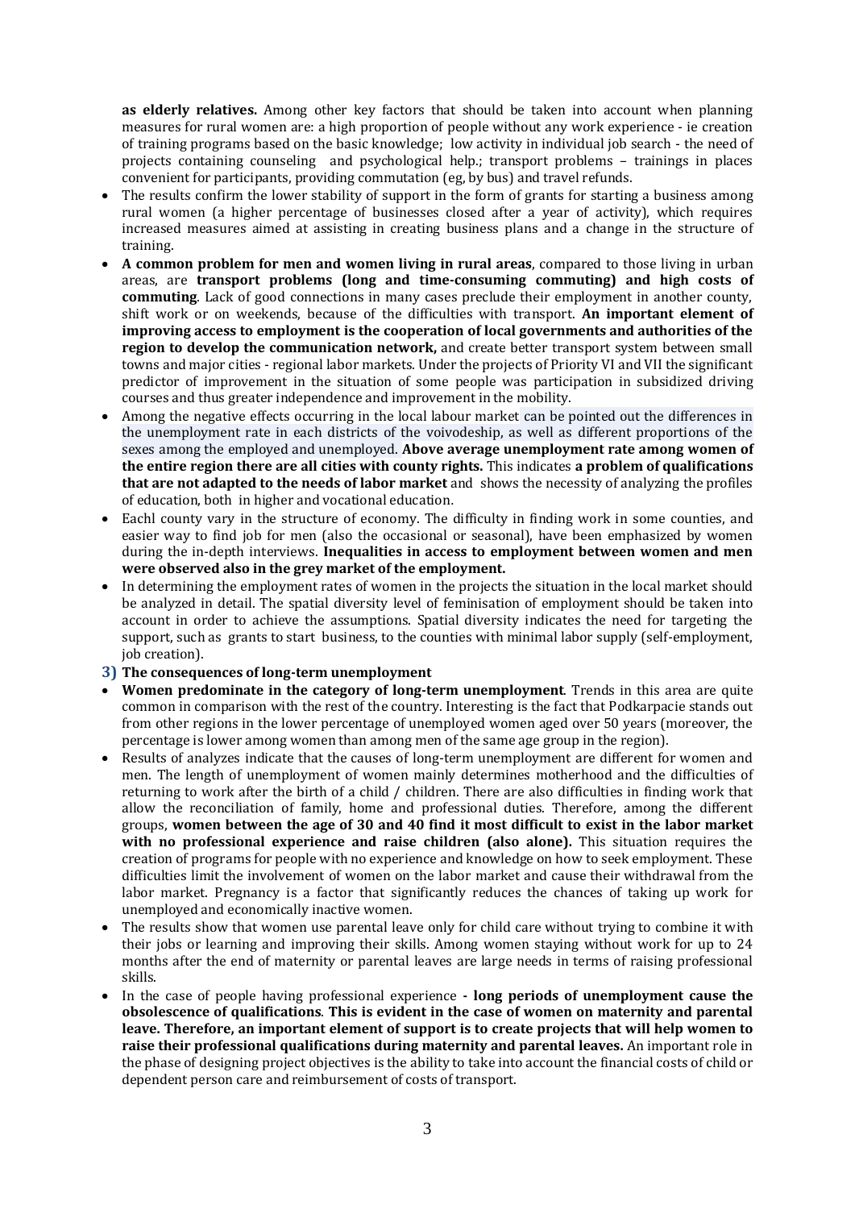**as elderly relatives.** Among other key factors that should be taken into account when planning measures for rural women are: a high proportion of people without any work experience - ie creation of training programs based on the basic knowledge; low activity in individual job search - the need of projects containing counseling and psychological help.; transport problems – trainings in places convenient for participants, providing commutation (eg, by bus) and travel refunds.

- The results confirm the lower stability of support in the form of grants for starting a business among rural women (a higher percentage of businesses closed after a year of activity), which requires increased measures aimed at assisting in creating business plans and a change in the structure of training.
- **A common problem for men and women living in rural areas**, compared to those living in urban areas, are **transport problems (long and time-consuming commuting) and high costs of commuting**. Lack of good connections in many cases preclude their employment in another county, shift work or on weekends, because of the difficulties with transport. **An important element of improving access to employment is the cooperation of local governments and authorities of the region to develop the communication network,** and create better transport system between small towns and major cities - regional labor markets. Under the projects of Priority VI and VII the significant predictor of improvement in the situation of some people was participation in subsidized driving courses and thus greater independence and improvement in the mobility.
- Among the negative effects occurring in the local labour market can be pointed out the differences in the unemployment rate in each districts of the voivodeship, as well as different proportions of the sexes among the employed and unemployed. **Above average unemployment rate among women of the entire region there are all cities with county rights.** This indicates **a problem of qualifications that are not adapted to the needs of labor market** and shows the necessity of analyzing the profiles of education, both in higher and vocational education.
- Eachl county vary in the structure of economy. The difficulty in finding work in some counties, and easier way to find job for men (also the occasional or seasonal), have been emphasized by women during the in-depth interviews. **Inequalities in access to employment between women and men were observed also in the grey market of the employment.**
- In determining the employment rates of women in the projects the situation in the local market should be analyzed in detail. The spatial diversity level of feminisation of employment should be taken into account in order to achieve the assumptions. Spatial diversity indicates the need for targeting the support, such as grants to start business, to the counties with minimal labor supply (self-employment, job creation).

### 3) The consequences of long-term unemployment

- **Women predominate in the category of long-term unemployment**. Trends in this area are quite common in comparison with the rest of the country. Interesting is the fact that Podkarpacie stands out from other regions in the lower percentage of unemployed women aged over 50 years (moreover, the percentage is lower among women than among men of the same age group in the region).
- Results of analyzes indicate that the causes of long-term unemployment are different for women and men. The length of unemployment of women mainly determines motherhood and the difficulties of returning to work after the birth of a child / children. There are also difficulties in finding work that allow the reconciliation of family, home and professional duties. Therefore, among the different groups, **women between the age of 30 and 40 find it most difficult to exist in the labor market with no professional experience and raise children (also alone).** This situation requires the creation of programs for people with no experience and knowledge on how to seek employment. These difficulties limit the involvement of women on the labor market and cause their withdrawal from the labor market. Pregnancy is a factor that significantly reduces the chances of taking up work for unemployed and economically inactive women.
- The results show that women use parental leave only for child care without trying to combine it with their jobs or learning and improving their skills. Among women staying without work for up to 24 months after the end of maternity or parental leaves are large needs in terms of raising professional skills.
- In the case of people having professional experience **- long periods of unemployment cause the obsolescence of qualifications**. **This is evident in the case of women on maternity and parental leave. Therefore, an important element of support is to create projects that will help women to raise their professional qualifications during maternity and parental leaves.** An important role in the phase of designing project objectives is the ability to take into account the financial costs of child or dependent person care and reimbursement of costs of transport.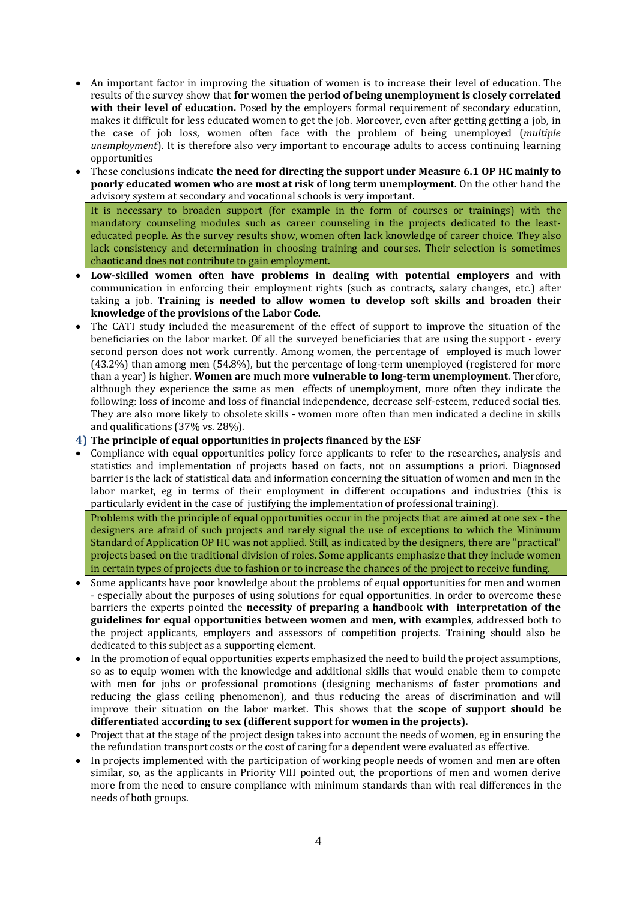- An important factor in improving the situation of women is to increase their level of education. The results of the survey show that **for women the period of being unemployment is closely correlated with their level of education.** Posed by the employers formal requirement of secondary education, makes it difficult for less educated women to get the job. Moreover, even after getting getting a job, in the case of job loss, women often face with the problem of being unemployed (*multiple unemployment*). It is therefore also very important to encourage adults to access continuing learning opportunities
- These conclusions indicate **the need for directing the support under Measure 6.1 OP HC mainly to poorly educated women who are most at risk of long term unemployment.** On the other hand the advisory system at secondary and vocational schools is very important.

It is necessary to broaden support (for example in the form of courses or trainings) with the mandatory counseling modules such as career counseling in the projects dedicated to the least-educated people. As the survey results show, women often lack knowledge of career choice. They also lack consistency and determination in choosing training and courses. Their selection is sometimes chaotic and does not contribute to gain employment.

- **Low-skilled women often have problems in dealing with potential employers** and with communication in enforcing their employment rights (such as contracts, salary changes, etc.) after taking a job. **Training is needed to allow women to develop soft skills and broaden their knowledge of the provisions of the Labor Code.**
- The CATI study included the measurement of the effect of support to improve the situation of the beneficiaries on the labor market. Of all the surveyed beneficiaries that are using the support - every second person does not work currently. Among women, the percentage of employed is much lower (43.2%) than among men (54.8%), but the percentage of long-term unemployed (registered for more than a year) is higher. **Women are much more vulnerable to long-term unemployment**. Therefore, although they experience the same as men effects of unemployment, more often they indicate the following: loss of income and loss of financial independence, decrease self-esteem, reduced social ties. They are also more likely to obsolete skills - women more often than men indicated a decline in skills and qualifications (37% vs. 28%).

**4) The principle of equal opportunities in projects financed by the ESF**

- Compliance with equal opportunities policy force applicants to refer to the researches, analysis and statistics and implementation of projects based on facts, not on assumptions a priori. Diagnosed barrier is the lack of statistical data and information concerning the situation of women and men in the labor market, eg in terms of their employment in different occupations and industries (this is particularly evident in the case of justifying the implementation of professional training).

Problems with the principle of equal opportunities occur in the projects that are aimed at one sex - the designers are afraid of such projects and rarely signal the use of exceptions to which the Minimum Standard of Application OP HC was not applied. Still, as indicated by the designers, there are "practical" projects based on the traditional division of roles. Some applicants emphasize that they include women in certain types of projects due to fashion or to increase the chances of the project to receive funding.

- Some applicants have poor knowledge about the problems of equal opportunities for men and women - especially about the purposes of using solutions for equal opportunities. In order to overcome these barriers the experts pointed the **necessity of preparing a handbook with interpretation of the guidelines for equal opportunities between women and men, with examples**, addressed both to the project applicants, employers and assessors of competition projects. Training should also be dedicated to this subject as a supporting element.
- In the promotion of equal opportunities experts emphasized the need to build the project assumptions, so as to equip women with the knowledge and additional skills that would enable them to compete with men for jobs or professional promotions (designing mechanisms of faster promotions and reducing the glass ceiling phenomenon), and thus reducing the areas of discrimination and will improve their situation on the labor market. This shows that **the scope of support should be differentiated according to sex (different support for women in the projects).**
- Project that at the stage of the project design takes into account the needs of women, eg in ensuring the the refundation transport costs or the cost of caring for a dependent were evaluated as effective.
- In projects implemented with the participation of working people needs of women and men are often similar, so, as the applicants in Priority VIII pointed out, the proportions of men and women derive more from the need to ensure compliance with minimum standards than with real differences in the needs of both groups.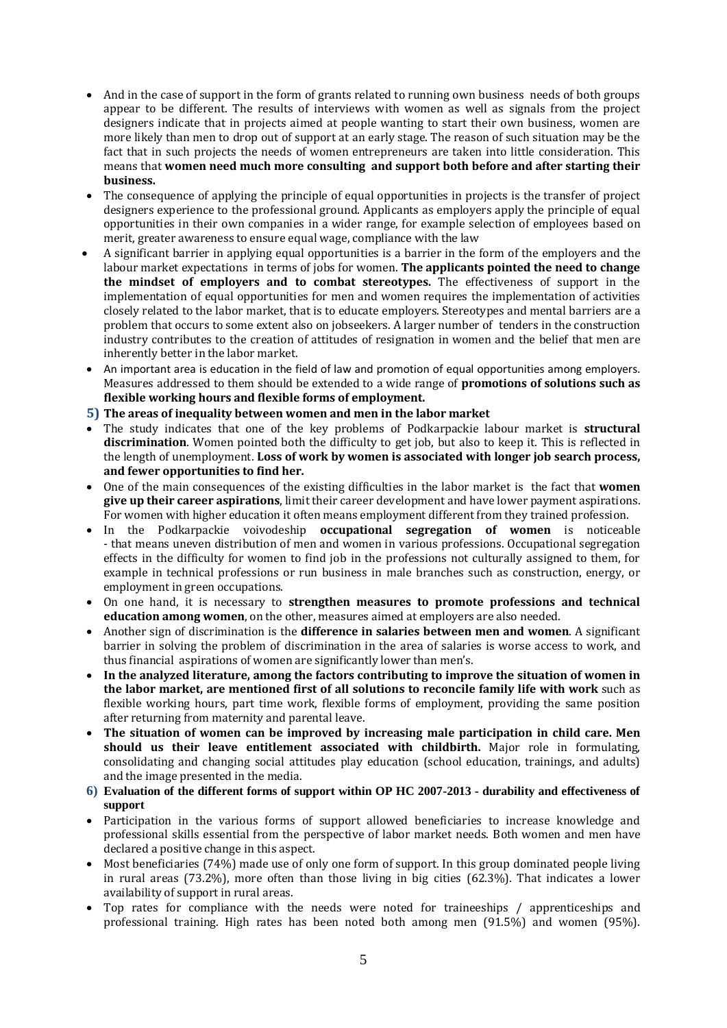- And in the case of support in the form of grants related to running own business needs of both groups appear to be different. The results of interviews with women as well as signals from the project designers indicate that in projects aimed at people wanting to start their own business, women are more likely than men to drop out of support at an early stage. The reason of such situation may be the fact that in such projects the needs of women entrepreneurs are taken into little consideration. This means that **women need much more consulting and support both before and after starting their business.**
- The consequence of applying the principle of equal opportunities in projects is the transfer of project designers experience to the professional ground. Applicants as employers apply the principle of equal opportunities in their own companies in a wider range, for example selection of employees based on merit, greater awareness to ensure equal wage, compliance with the law
- A significant barrier in applying equal opportunities is a barrier in the form of the employers and the labour market expectations in terms of jobs for women. **The applicants pointed the need to change the mindset of employers and to combat stereotypes.** The effectiveness of support in the implementation of equal opportunities for men and women requires the implementation of activities closely related to the labor market, that is to educate employers. Stereotypes and mental barriers are a problem that occurs to some extent also on jobseekers. A larger number of tenders in the construction industry contributes to the creation of attitudes of resignation in women and the belief that men are inherently better in the labor market.
- An important area is education in the field of law and promotion of equal opportunities among employers. Measures addressed to them should be extended to a wide range of **promotions of solutions such as flexible working hours and flexible forms of employment.**

**5) The areas of inequality between women and men in the labor market**

- The study indicates that one of the key problems of Podkarpackie labour market is **structural discrimination**. Women pointed both the difficulty to get job, but also to keep it. This is reflected in the length of unemployment. **Loss of work by women is associated with longer job search process, and fewer opportunities to find her.**
- One of the main consequences of the existing difficulties in the labor market is the fact that **women give up their career aspirations**, limit their career development and have lower payment aspirations. For women with higher education it often means employment different from they trained profession.
- In the Podkarpackie voivodeship **occupational segregation of women** is noticeable - that means uneven distribution of men and women in various professions. Occupational segregation effects in the difficulty for women to find job in the professions not culturally assigned to them, for example in technical professions or run business in male branches such as construction, energy, or employment in green occupations.
- On one hand, it is necessary to **strengthen measures to promote professions and technical education among women**, on the other, measures aimed at employers are also needed.
- Another sign of discrimination is the **difference in salaries between men and women**. A significant barrier in solving the problem of discrimination in the area of salaries is worse access to work, and thus financial aspirations of women are significantly lower than men's.
- **In the analyzed literature, among the factors contributing to improve the situation of women in the labor market, are mentioned first of all solutions to reconcile family life with work** such as flexible working hours, part time work, flexible forms of employment, providing the same position after returning from maternity and parental leave.
- **The situation of women can be improved by increasing male participation in child care. Men should us their leave entitlement associated with childbirth.** Major role in formulating, consolidating and changing social attitudes play education (school education, trainings, and adults) and the image presented in the media.

**6) Evaluation of the different forms of support within OP HC 2007-2013 - durability and effectiveness of support**

- Participation in the various forms of support allowed beneficiaries to increase knowledge and professional skills essential from the perspective of labor market needs. Both women and men have declared a positive change in this aspect.
- Most beneficiaries (74%) made use of only one form of support. In this group dominated people living in rural areas (73.2%), more often than those living in big cities (62.3%). That indicates a lower availability of support in rural areas.
- Top rates for compliance with the needs were noted for traineeships / apprenticeships and professional training. High rates has been noted both among men (91.5%) and women (95%).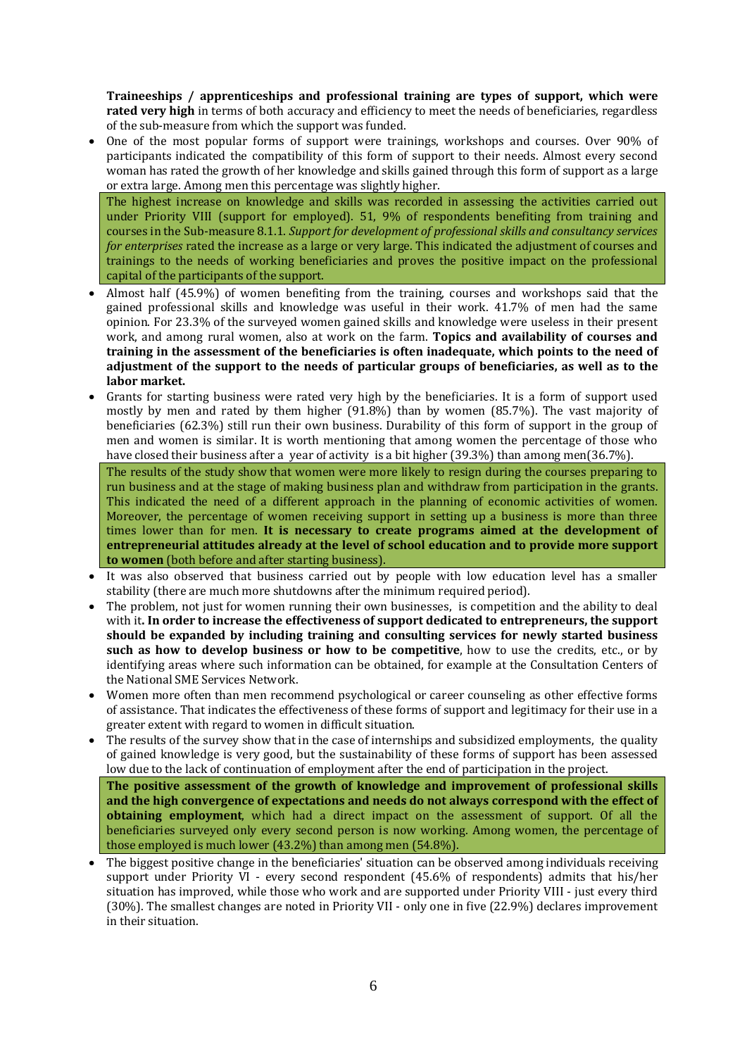**Traineeships / apprenticeships and professional training are types of support, which were rated very high** in terms of both accuracy and efficiency to meet the needs of beneficiaries, regardless of the sub-measure from which the support was funded.

- One of the most popular forms of support were trainings, workshops and courses. Over 90% of participants indicated the compatibility of this form of support to their needs. Almost every second woman has rated the growth of her knowledge and skills gained through this form of support as a large or extra large. Among men this percentage was slightly higher.

The highest increase on knowledge and skills was recorded in assessing the activities carried out under Priority VIII (support for employed). 51, 9% of respondents benefiting from training and courses in the Sub-measure 8.1.1. *Support for development of professional skills and consultancy services for enterprises* rated the increase as a large or very large. This indicated the adjustment of courses and trainings to the needs of working beneficiaries and proves the positive impact on the professional capital of the participants of the support.

- Almost half (45.9%) of women benefiting from the training, courses and workshops said that the gained professional skills and knowledge was useful in their work. 41.7% of men had the same opinion. For 23.3% of the surveyed women gained skills and knowledge were useless in their present work, and among rural women, also at work on the farm. **Topics and availability of courses and training in the assessment of the beneficiaries is often inadequate, which points to the need of adjustment of the support to the needs of particular groups of beneficiaries, as well as to the labor market.**
- Grants for starting business were rated very high by the beneficiaries. It is a form of support used mostly by men and rated by them higher (91.8%) than by women (85.7%). The vast majority of beneficiaries (62.3%) still run their own business. Durability of this form of support in the group of men and women is similar. It is worth mentioning that among women the percentage of those who have closed their business after a year of activity is a bit higher (39.3%) than among men(36.7%).

The results of the study show that women were more likely to resign during the courses preparing to run business and at the stage of making business plan and withdraw from participation in the grants. This indicated the need of a different approach in the planning of economic activities of women. Moreover, the percentage of women receiving support in setting up a business is more than three times lower than for men. **It is necessary to create programs aimed at the development of entrepreneurial attitudes already at the level of school education and to provide more support to women** (both before and after starting business).

- It was also observed that business carried out by people with low education level has a smaller stability (there are much more shutdowns after the minimum required period).
- The problem, not just for women running their own businesses, is competition and the ability to deal with it**. In order to increase the effectiveness of support dedicated to entrepreneurs, the support should be expanded by including training and consulting services for newly started business such as how to develop business or how to be competitive**, how to use the credits, etc., or by identifying areas where such information can be obtained, for example at the Consultation Centers of the National SME Services Network.
- Women more often than men recommend psychological or career counseling as other effective forms of assistance. That indicates the effectiveness of these forms of support and legitimacy for their use in a greater extent with regard to women in difficult situation.
- The results of the survey show that in the case of internships and subsidized employments, the quality of gained knowledge is very good, but the sustainability of these forms of support has been assessed low due to the lack of continuation of employment after the end of participation in the project.

**The positive assessment of the growth of knowledge and improvement of professional skills and the high convergence of expectations and needs do not always correspond with the effect of obtaining employment**, which had a direct impact on the assessment of support. Of all the beneficiaries surveyed only every second person is now working. Among women, the percentage of those employed is much lower (43.2%) than among men (54.8%).

- The biggest positive change in the beneficiaries' situation can be observed among individuals receiving support under Priority VI - every second respondent (45.6% of respondents) admits that his/her situation has improved, while those who work and are supported under Priority VIII - just every third (30%). The smallest changes are noted in Priority VII - only one in five (22.9%) declares improvement in their situation.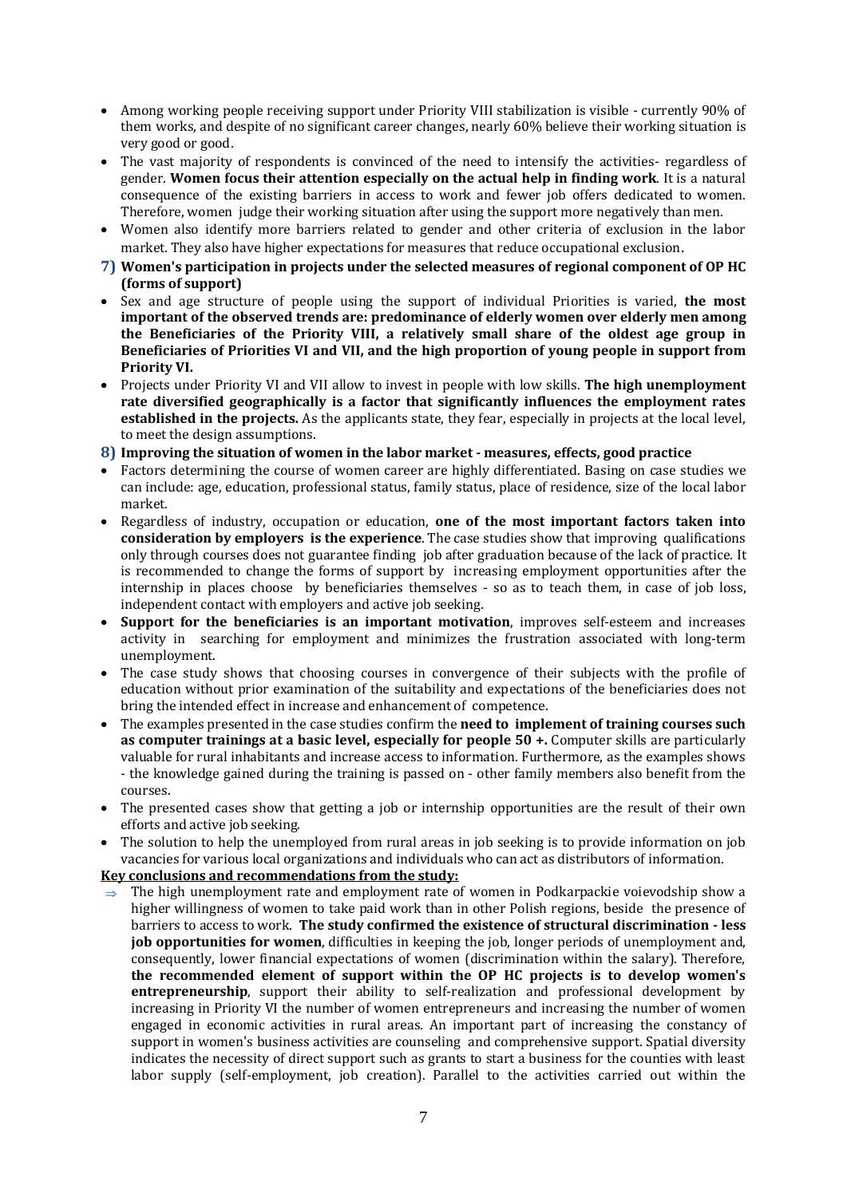- Among working people receiving support under Priority VIII stabilization is visible - currently 90% of them works, and despite of no significant career changes, nearly 60% believe their working situation is very good or good.
- The vast majority of respondents is convinced of the need to intensify the activities- regardless of gender. **Women focus their attention especially on the actual help in finding work**. It is a natural consequence of the existing barriers in access to work and fewer job offers dedicated to women. Therefore, women judge their working situation after using the support more negatively than men.
- Women also identify more barriers related to gender and other criteria of exclusion in the labor market. They also have higher expectations for measures that reduce occupational exclusion.

**7) Women's participation in projects under the selected measures of regional component of OP HC (forms of support)**

- Sex and age structure of people using the support of individual Priorities is varied, **the most important of the observed trends are: predominance of elderly women over elderly men among the Beneficiaries of the Priority VIII, a relatively small share of the oldest age group in Beneficiaries of Priorities VI and VII, and the high proportion of young people in support from Priority VI.**
- Projects under Priority VI and VII allow to invest in people with low skills. **The high unemployment rate diversified geographically is a factor that significantly influences the employment rates established in the projects.** As the applicants state, they fear, especially in projects at the local level, to meet the design assumptions.

**8) Improving the situation of women in the labor market - measures, effects, good practice**

- Factors determining the course of women career are highly differentiated. Basing on case studies we can include: age, education, professional status, family status, place of residence, size of the local labor market.
- Regardless of industry, occupation or education, **one of the most important factors taken into consideration by employers is the experience**. The case studies show that improving qualifications only through courses does not guarantee finding job after graduation because of the lack of practice. It is recommended to change the forms of support by increasing employment opportunities after the internship in places choose by beneficiaries themselves - so as to teach them, in case of job loss, independent contact with employers and active job seeking.
- **Support for the beneficiaries is an important motivation**, improves self-esteem and increases activity in searching for employment and minimizes the frustration associated with long-term unemployment.
- The case study shows that choosing courses in convergence of their subjects with the profile of education without prior examination of the suitability and expectations of the beneficiaries does not bring the intended effect in increase and enhancement of competence.
- The examples presented in the case studies confirm the **need to implement of training courses such as computer trainings at a basic level, especially for people 50 +.** Computer skills are particularly valuable for rural inhabitants and increase access to information. Furthermore, as the examples shows - the knowledge gained during the training is passed on - other family members also benefit from the courses.
- The presented cases show that getting a job or internship opportunities are the result of their own efforts and active job seeking.
- The solution to help the unemployed from rural areas in job seeking is to provide information on job vacancies for various local organizations and individuals who can act as distributors of information.

**Key conclusions and recommendations from the study:**

⇒ The high unemployment rate and employment rate of women in Podkarpackie voievodship show a higher willingness of women to take paid work than in other Polish regions, beside the presence of barriers to access to work. **The study confirmed the existence of structural discrimination - less job opportunities for women**, difficulties in keeping the job, longer periods of unemployment and, consequently, lower financial expectations of women (discrimination within the salary). Therefore, **the recommended element of support within the OP HC projects is to develop women's entrepreneurship**, support their ability to self-realization and professional development by increasing in Priority VI the number of women entrepreneurs and increasing the number of women engaged in economic activities in rural areas. An important part of increasing the constancy of support in women's business activities are counseling and comprehensive support. Spatial diversity indicates the necessity of direct support such as grants to start a business for the counties with least labor supply (self-employment, job creation). Parallel to the activities carried out within the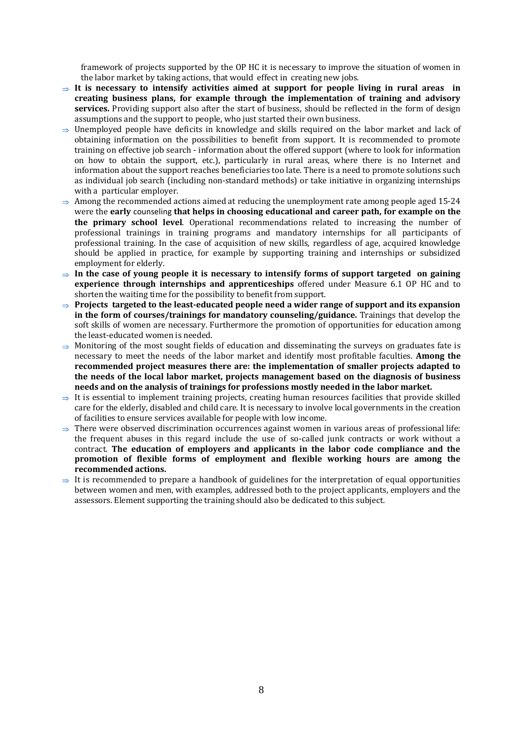framework of projects supported by the OP HC it is necessary to improve the situation of women in the labor market by taking actions, that would effect in creating new jobs.

⇒ **It is necessary to intensify activities aimed at support for people living in rural areas in creating business plans, for example through the implementation of training and advisory services.** Providing support also after the start of business, should be reflected in the form of design assumptions and the support to people, who just started their own business.

⇒ Unemployed people have deficits in knowledge and skills required on the labor market and lack of obtaining information on the possibilities to benefit from support. It is recommended to promote training on effective job search - information about the offered support (where to look for information on how to obtain the support, etc.), particularly in rural areas, where there is no Internet and information about the support reaches beneficiaries too late. There is a need to promote solutions such as individual job search (including non-standard methods) or take initiative in organizing internships with a particular employer.

⇒ Among the recommended actions aimed at reducing the unemployment rate among people aged 15-24 were the **early** counseling **that helps in choosing educational and career path, for example on the the primary school level**. Operational recommendations related to increasing the number of professional trainings in training programs and mandatory internships for all participants of professional training. In the case of acquisition of new skills, regardless of age, acquired knowledge should be applied in practice, for example by supporting training and internships or subsidized employment for elderly.

⇒ **In the case of young people it is necessary to intensify forms of support targeted on gaining experience through internships and apprenticeships** offered under Measure 6.1 OP HC and to shorten the waiting time for the possibility to benefit from support.

⇒ **Projects targeted to the least-educated people need a wider range of support and its expansion in the form of courses/trainings for mandatory counseling/guidance.** Trainings that develop the soft skills of women are necessary. Furthermore the promotion of opportunities for education among the least-educated women is needed.

⇒ Monitoring of the most sought fields of education and disseminating the surveys on graduates fate is necessary to meet the needs of the labor market and identify most profitable faculties. **Among the recommended project measures there are: the implementation of smaller projects adapted to the needs of the local labor market, projects management based on the diagnosis of business needs and on the analysis of trainings for professions mostly needed in the labor market.**

⇒ It is essential to implement training projects, creating human resources facilities that provide skilled care for the elderly, disabled and child care. It is necessary to involve local governments in the creation of facilities to ensure services available for people with low income.

⇒ There were observed discrimination occurrences against women in various areas of professional life: the frequent abuses in this regard include the use of so-called junk contracts or work without a contract. **The education of employers and applicants in the labor code compliance and the promotion of flexible forms of employment and flexible working hours are among the recommended actions.**

⇒ It is recommended to prepare a handbook of guidelines for the interpretation of equal opportunities between women and men, with examples, addressed both to the project applicants, employers and the assessors. Element supporting the training should also be dedicated to this subject.